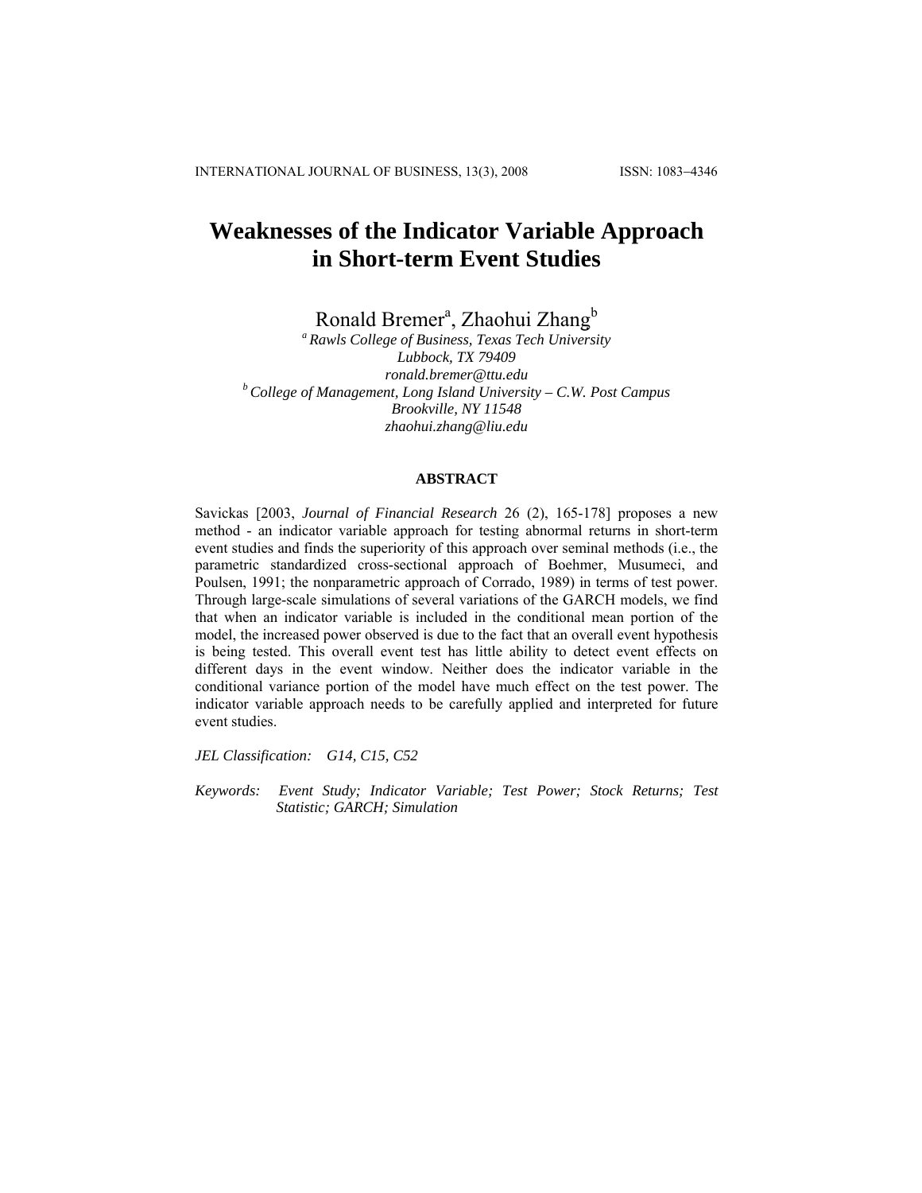# Weaknesses of the Indicator Variable Approach in Short-term Event Studies

Ronald Bremer[a], Zhaohui Zhang[b]

[a] *Rawls College of Business, Texas Tech University*
*Lubbock, TX 79409*
*ronald.bremer@ttu.edu*

[b] *College of Management, Long Island University – C.W. Post Campus*
*Brookville, NY 11548*
*zhaohui.zhang@liu.edu*

## ABSTRACT

Savickas [2003, *Journal of Financial Research* 26 (2), 165-178] proposes a new method - an indicator variable approach for testing abnormal returns in short-term event studies and finds the superiority of this approach over seminal methods (i.e., the parametric standardized cross-sectional approach of Boehmer, Musumeci, and Poulsen, 1991; the nonparametric approach of Corrado, 1989) in terms of test power. Through large-scale simulations of several variations of the GARCH models, we find that when an indicator variable is included in the conditional mean portion of the model, the increased power observed is due to the fact that an overall event hypothesis is being tested. This overall event test has little ability to detect event effects on different days in the event window. Neither does the indicator variable in the conditional variance portion of the model have much effect on the test power. The indicator variable approach needs to be carefully applied and interpreted for future event studies.

*JEL Classification:* *G14, C15, C52*

*Keywords:* *Event Study; Indicator Variable; Test Power; Stock Returns; Test Statistic; GARCH; Simulation*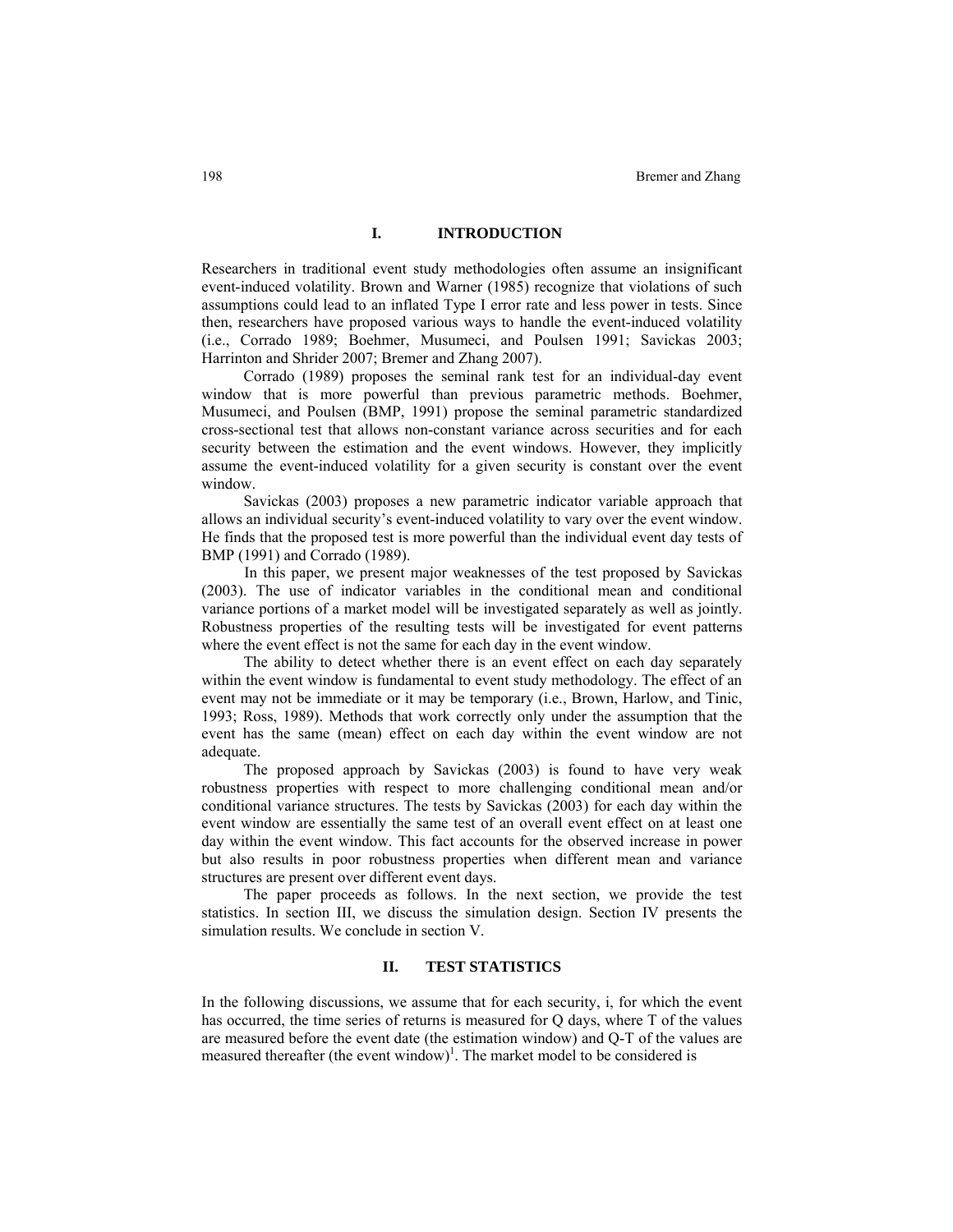## I. INTRODUCTION

Researchers in traditional event study methodologies often assume an insignificant event-induced volatility. Brown and Warner (1985) recognize that violations of such assumptions could lead to an inflated Type I error rate and less power in tests. Since then, researchers have proposed various ways to handle the event-induced volatility (i.e., Corrado 1989; Boehmer, Musumeci, and Poulsen 1991; Savickas 2003; Harrinton and Shrider 2007; Bremer and Zhang 2007).

Corrado (1989) proposes the seminal rank test for an individual-day event window that is more powerful than previous parametric methods. Boehmer, Musumeci, and Poulsen (BMP, 1991) propose the seminal parametric standardized cross-sectional test that allows non-constant variance across securities and for each security between the estimation and the event windows. However, they implicitly assume the event-induced volatility for a given security is constant over the event window.

Savickas (2003) proposes a new parametric indicator variable approach that allows an individual security's event-induced volatility to vary over the event window. He finds that the proposed test is more powerful than the individual event day tests of BMP (1991) and Corrado (1989).

In this paper, we present major weaknesses of the test proposed by Savickas (2003). The use of indicator variables in the conditional mean and conditional variance portions of a market model will be investigated separately as well as jointly. Robustness properties of the resulting tests will be investigated for event patterns where the event effect is not the same for each day in the event window.

The ability to detect whether there is an event effect on each day separately within the event window is fundamental to event study methodology. The effect of an event may not be immediate or it may be temporary (i.e., Brown, Harlow, and Tinic, 1993; Ross, 1989). Methods that work correctly only under the assumption that the event has the same (mean) effect on each day within the event window are not adequate.

The proposed approach by Savickas (2003) is found to have very weak robustness properties with respect to more challenging conditional mean and/or conditional variance structures. The tests by Savickas (2003) for each day within the event window are essentially the same test of an overall event effect on at least one day within the event window. This fact accounts for the observed increase in power but also results in poor robustness properties when different mean and variance structures are present over different event days.

The paper proceeds as follows. In the next section, we provide the test statistics. In section III, we discuss the simulation design. Section IV presents the simulation results. We conclude in section V.

## II. TEST STATISTICS

In the following discussions, we assume that for each security, i, for which the event has occurred, the time series of returns is measured for Q days, where T of the values are measured before the event date (the estimation window) and Q-T of the values are measured thereafter (the event window)[1]. The market model to be considered is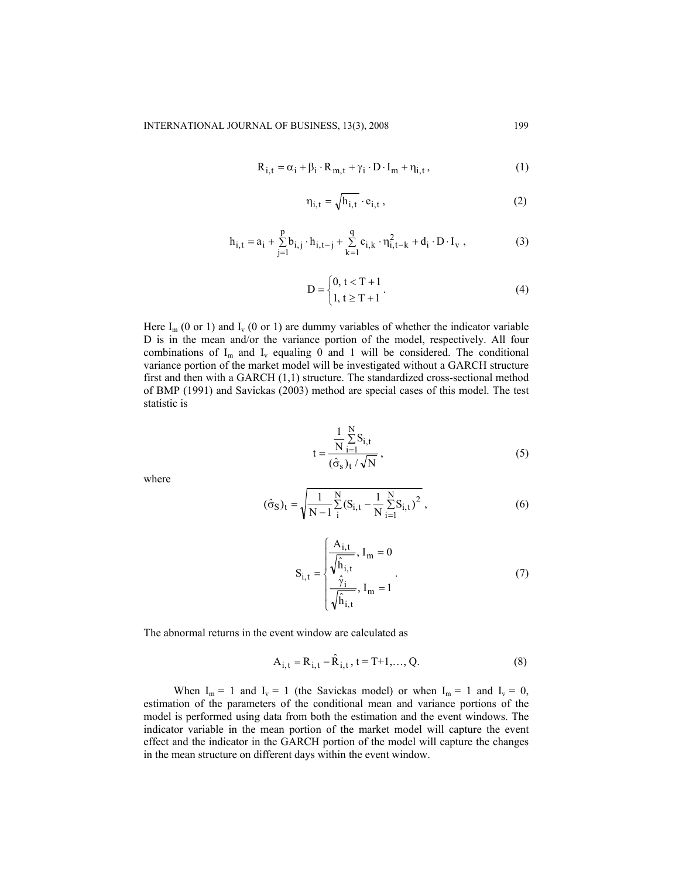$$R_{i,t} = \alpha_i + \beta_i \cdot R_{m,t} + \gamma_i \cdot D \cdot I_m + \eta_{i,t}, \tag{1}$$

$$\eta_{i,t} = \sqrt{h_{i,t}} \cdot e_{i,t}, \tag{2}$$

$$h_{i,t} = a_i + \sum_{j=1}^{p} b_{i,j} \cdot h_{i,t-j} + \sum_{k=1}^{q} c_{i,k} \cdot \eta_{i,t-k}^2 + d_i \cdot D \cdot I_v, \tag{3}$$

$$D = \begin{cases} 0, & t < T+1 \\ 1, & t \geq T+1 \end{cases}. \tag{4}$$

Here $I_m$ (0 or 1) and $I_v$ (0 or 1) are dummy variables of whether the indicator variable D is in the mean and/or the variance portion of the model, respectively. All four combinations of $I_m$ and $I_v$ equaling 0 and 1 will be considered. The conditional variance portion of the market model will be investigated without a GARCH structure first and then with a GARCH (1,1) structure. The standardized cross-sectional method of BMP (1991) and Savickas (2003) method are special cases of this model. The test statistic is

$$t = \frac{\frac{1}{N}\sum_{i=1}^{N} S_{i,t}}{(\hat{\sigma}_s)_t / \sqrt{N}}, \tag{5}$$

where

$$(\hat{\sigma}_S)_t = \sqrt{\frac{1}{N-1}\sum_{i}^{N}(S_{i,t} - \frac{1}{N}\sum_{i=1}^{N} S_{i,t})^2}, \tag{6}$$

$$S_{i,t} = \begin{cases} \dfrac{A_{i,t}}{\sqrt{\hat{h}_{i,t}}}, & I_m = 0 \\ \dfrac{\hat{\gamma}_i}{\sqrt{\hat{h}_{i,t}}}, & I_m = 1 \end{cases}. \tag{7}$$

The abnormal returns in the event window are calculated as

$$A_{i,t} = R_{i,t} - \hat{R}_{i,t}, \; t = T+1, \ldots, Q. \tag{8}$$

When $I_m = 1$ and $I_v = 1$ (the Savickas model) or when $I_m = 1$ and $I_v = 0$, estimation of the parameters of the conditional mean and variance portions of the model is performed using data from both the estimation and the event windows. The indicator variable in the mean portion of the market model will capture the event effect and the indicator in the GARCH portion of the model will capture the changes in the mean structure on different days within the event window.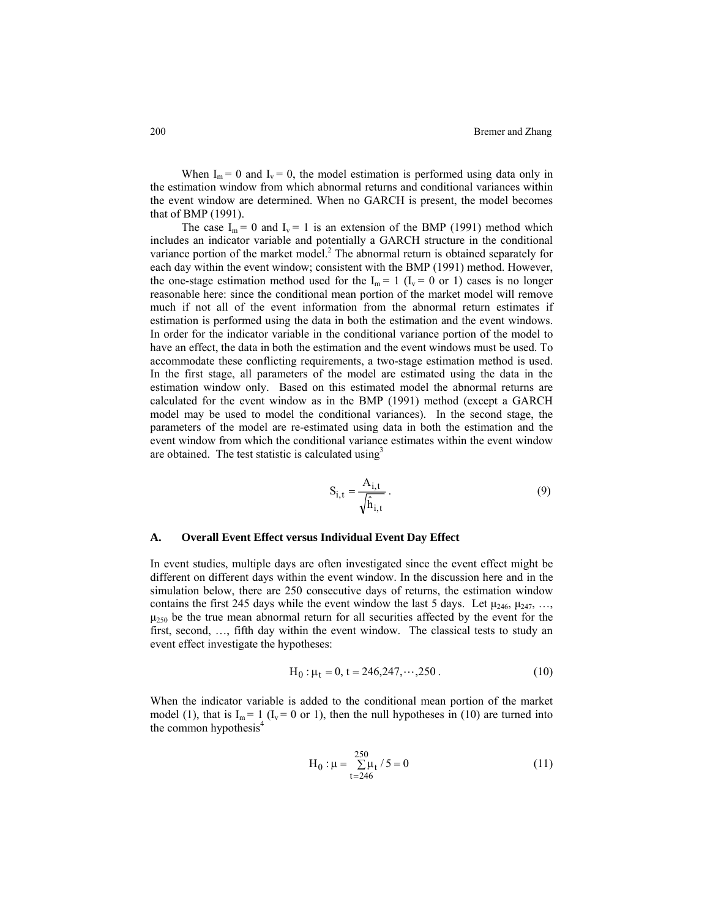When $I_m = 0$ and $I_v = 0$, the model estimation is performed using data only in the estimation window from which abnormal returns and conditional variances within the event window are determined. When no GARCH is present, the model becomes that of BMP (1991).

The case $I_m = 0$ and $I_v = 1$ is an extension of the BMP (1991) method which includes an indicator variable and potentially a GARCH structure in the conditional variance portion of the market model.[2] The abnormal return is obtained separately for each day within the event window; consistent with the BMP (1991) method. However, the one-stage estimation method used for the $I_m = 1$ ($I_v = 0$ or 1) cases is no longer reasonable here: since the conditional mean portion of the market model will remove much if not all of the event information from the abnormal return estimates if estimation is performed using the data in both the estimation and the event windows. In order for the indicator variable in the conditional variance portion of the model to have an effect, the data in both the estimation and the event windows must be used. To accommodate these conflicting requirements, a two-stage estimation method is used. In the first stage, all parameters of the model are estimated using the data in the estimation window only. Based on this estimated model the abnormal returns are calculated for the event window as in the BMP (1991) method (except a GARCH model may be used to model the conditional variances). In the second stage, the parameters of the model are re-estimated using data in both the estimation and the event window from which the conditional variance estimates within the event window are obtained. The test statistic is calculated using[3]

$$S_{i,t} = \frac{A_{i,t}}{\sqrt{\hat{h}_{i,t}}}. \tag{9}$$

### A. Overall Event Effect versus Individual Event Day Effect

In event studies, multiple days are often investigated since the event effect might be different on different days within the event window. In the discussion here and in the simulation below, there are 250 consecutive days of returns, the estimation window contains the first 245 days while the event window the last 5 days. Let $\mu_{246}$, $\mu_{247}$, …, $\mu_{250}$ be the true mean abnormal return for all securities affected by the event for the first, second, …, fifth day within the event window. The classical tests to study an event effect investigate the hypotheses:

$$H_0: \mu_t = 0, \; t = 246, 247, \cdots, 250. \tag{10}$$

When the indicator variable is added to the conditional mean portion of the market model (1), that is $I_m = 1$ ($I_v = 0$ or 1), then the null hypotheses in (10) are turned into the common hypothesis[4]

$$H_0: \mu = \sum_{t=246}^{250} \mu_t / 5 = 0 \tag{11}$$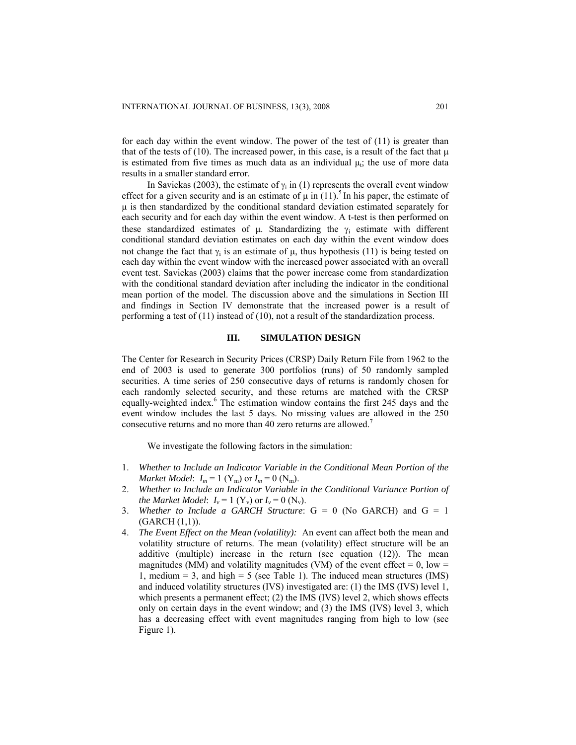for each day within the event window. The power of the test of (11) is greater than that of the tests of (10). The increased power, in this case, is a result of the fact that $\mu$ is estimated from five times as much data as an individual $\mu_t$; the use of more data results in a smaller standard error.

In Savickas (2003), the estimate of $\gamma_i$ in (1) represents the overall event window effect for a given security and is an estimate of $\mu$ in (11).[5] In his paper, the estimate of $\mu$ is then standardized by the conditional standard deviation estimated separately for each security and for each day within the event window. A t-test is then performed on these standardized estimates of $\mu$. Standardizing the $\gamma_i$ estimate with different conditional standard deviation estimates on each day within the event window does not change the fact that $\gamma_i$ is an estimate of $\mu$, thus hypothesis (11) is being tested on each day within the event window with the increased power associated with an overall event test. Savickas (2003) claims that the power increase come from standardization with the conditional standard deviation after including the indicator in the conditional mean portion of the model. The discussion above and the simulations in Section III and findings in Section IV demonstrate that the increased power is a result of performing a test of (11) instead of (10), not a result of the standardization process.

## III. SIMULATION DESIGN

The Center for Research in Security Prices (CRSP) Daily Return File from 1962 to the end of 2003 is used to generate 300 portfolios (runs) of 50 randomly sampled securities. A time series of 250 consecutive days of returns is randomly chosen for each randomly selected security, and these returns are matched with the CRSP equally-weighted index.[6] The estimation window contains the first 245 days and the event window includes the last 5 days. No missing values are allowed in the 250 consecutive returns and no more than 40 zero returns are allowed.[7]

We investigate the following factors in the simulation:

1. *Whether to Include an Indicator Variable in the Conditional Mean Portion of the Market Model*: $I_m = 1$ ($Y_m$) or $I_m = 0$ ($N_m$).
2. *Whether to Include an Indicator Variable in the Conditional Variance Portion of the Market Model*: $I_v = 1$ ($Y_v$) or $I_v = 0$ ($N_v$).
3. *Whether to Include a GARCH Structure*: G = 0 (No GARCH) and G = 1 (GARCH (1,1)).
4. *The Event Effect on the Mean (volatility):* An event can affect both the mean and volatility structure of returns. The mean (volatility) effect structure will be an additive (multiple) increase in the return (see equation (12)). The mean magnitudes (MM) and volatility magnitudes (VM) of the event effect = 0, low = 1, medium = 3, and high = 5 (see Table 1). The induced mean structures (IMS) and induced volatility structures (IVS) investigated are: (1) the IMS (IVS) level 1, which presents a permanent effect; (2) the IMS (IVS) level 2, which shows effects only on certain days in the event window; and (3) the IMS (IVS) level 3, which has a decreasing effect with event magnitudes ranging from high to low (see Figure 1).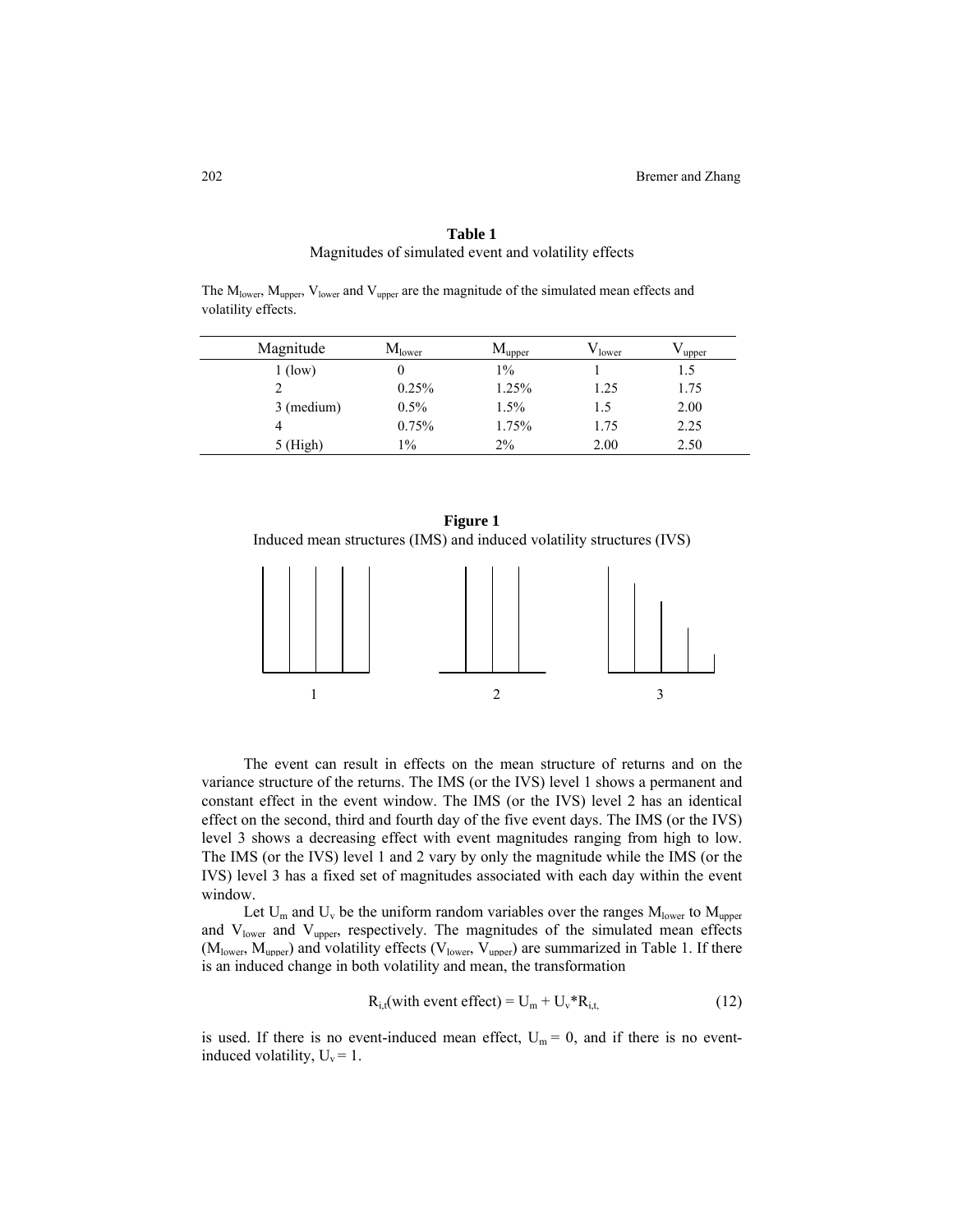**Table 1**
Magnitudes of simulated event and volatility effects

The $M_{lower}$, $M_{upper}$, $V_{lower}$ and $V_{upper}$ are the magnitude of the simulated mean effects and volatility effects.

| Magnitude | $M_{lower}$ | $M_{upper}$ | $V_{lower}$ | $V_{upper}$ |
|---|---|---|---|---|
| 1 (low) | 0 | 1% | 1 | 1.5 |
| 2 | 0.25% | 1.25% | 1.25 | 1.75 |
| 3 (medium) | 0.5% | 1.5% | 1.5 | 2.00 |
| 4 | 0.75% | 1.75% | 1.75 | 2.25 |
| 5 (High) | 1% | 2% | 2.00 | 2.50 |

**Figure 1**
Induced mean structures (IMS) and induced volatility structures (IVS)

1 2 3

The event can result in effects on the mean structure of returns and on the variance structure of the returns. The IMS (or the IVS) level 1 shows a permanent and constant effect in the event window. The IMS (or the IVS) level 2 has an identical effect on the second, third and fourth day of the five event days. The IMS (or the IVS) level 3 shows a decreasing effect with event magnitudes ranging from high to low. The IMS (or the IVS) level 1 and 2 vary by only the magnitude while the IMS (or the IVS) level 3 has a fixed set of magnitudes associated with each day within the event window.

Let $U_m$ and $U_v$ be the uniform random variables over the ranges $M_{lower}$ to $M_{upper}$ and $V_{lower}$ and $V_{upper}$, respectively. The magnitudes of the simulated mean effects ($M_{lower}$, $M_{upper}$) and volatility effects ($V_{lower}$, $V_{upper}$) are summarized in Table 1. If there is an induced change in both volatility and mean, the transformation

$$R_{i,t}(\text{with event effect}) = U_m + U_v{*}R_{i,t,} \tag{12}$$

is used. If there is no event-induced mean effect, $U_m = 0$, and if there is no event-induced volatility, $U_v = 1$.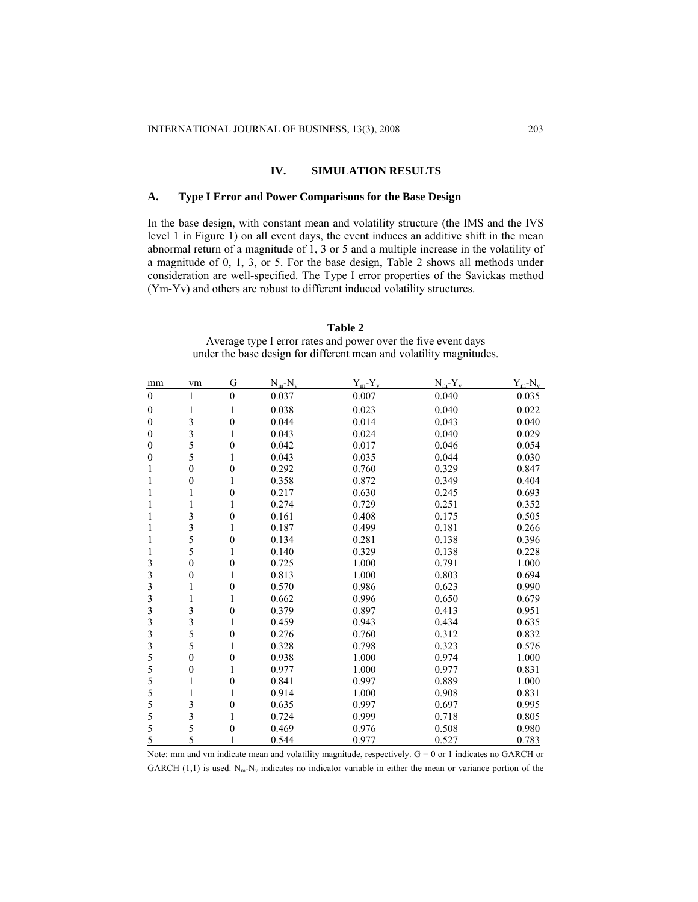# IV. SIMULATION RESULTS

## A. Type I Error and Power Comparisons for the Base Design

In the base design, with constant mean and volatility structure (the IMS and the IVS level 1 in Figure 1) on all event days, the event induces an additive shift in the mean abnormal return of a magnitude of 1, 3 or 5 and a multiple increase in the volatility of a magnitude of 0, 1, 3, or 5. For the base design, Table 2 shows all methods under consideration are well-specified. The Type I error properties of the Savickas method (Ym-Yv) and others are robust to different induced volatility structures.

**Table 2**
Average type I error rates and power over the five event days under the base design for different mean and volatility magnitudes.

| mm | vm | G | $N_m$-$N_v$ | $Y_m$-$Y_v$ | $N_m$-$Y_v$ | $Y_m$-$N_v$ |
|---|---|---|---|---|---|---|
| 0 | 1 | 0 | 0.037 | 0.007 | 0.040 | 0.035 |
| 0 | 1 | 1 | 0.038 | 0.023 | 0.040 | 0.022 |
| 0 | 3 | 0 | 0.044 | 0.014 | 0.043 | 0.040 |
| 0 | 3 | 1 | 0.043 | 0.024 | 0.040 | 0.029 |
| 0 | 5 | 0 | 0.042 | 0.017 | 0.046 | 0.054 |
| 0 | 5 | 1 | 0.043 | 0.035 | 0.044 | 0.030 |
| 1 | 0 | 0 | 0.292 | 0.760 | 0.329 | 0.847 |
| 1 | 0 | 1 | 0.358 | 0.872 | 0.349 | 0.404 |
| 1 | 1 | 0 | 0.217 | 0.630 | 0.245 | 0.693 |
| 1 | 1 | 1 | 0.274 | 0.729 | 0.251 | 0.352 |
| 1 | 3 | 0 | 0.161 | 0.408 | 0.175 | 0.505 |
| 1 | 3 | 1 | 0.187 | 0.499 | 0.181 | 0.266 |
| 1 | 5 | 0 | 0.134 | 0.281 | 0.138 | 0.396 |
| 1 | 5 | 1 | 0.140 | 0.329 | 0.138 | 0.228 |
| 3 | 0 | 0 | 0.725 | 1.000 | 0.791 | 1.000 |
| 3 | 0 | 1 | 0.813 | 1.000 | 0.803 | 0.694 |
| 3 | 1 | 0 | 0.570 | 0.986 | 0.623 | 0.990 |
| 3 | 1 | 1 | 0.662 | 0.996 | 0.650 | 0.679 |
| 3 | 3 | 0 | 0.379 | 0.897 | 0.413 | 0.951 |
| 3 | 3 | 1 | 0.459 | 0.943 | 0.434 | 0.635 |
| 3 | 5 | 0 | 0.276 | 0.760 | 0.312 | 0.832 |
| 3 | 5 | 1 | 0.328 | 0.798 | 0.323 | 0.576 |
| 5 | 0 | 0 | 0.938 | 1.000 | 0.974 | 1.000 |
| 5 | 0 | 1 | 0.977 | 1.000 | 0.977 | 0.831 |
| 5 | 1 | 0 | 0.841 | 0.997 | 0.889 | 1.000 |
| 5 | 1 | 1 | 0.914 | 1.000 | 0.908 | 0.831 |
| 5 | 3 | 0 | 0.635 | 0.997 | 0.697 | 0.995 |
| 5 | 3 | 1 | 0.724 | 0.999 | 0.718 | 0.805 |
| 5 | 5 | 0 | 0.469 | 0.976 | 0.508 | 0.980 |
| 5 | 5 | 1 | 0.544 | 0.977 | 0.527 | 0.783 |

Note: mm and vm indicate mean and volatility magnitude, respectively. G = 0 or 1 indicates no GARCH or GARCH (1,1) is used. $N_m$-$N_v$ indicates no indicator variable in either the mean or variance portion of the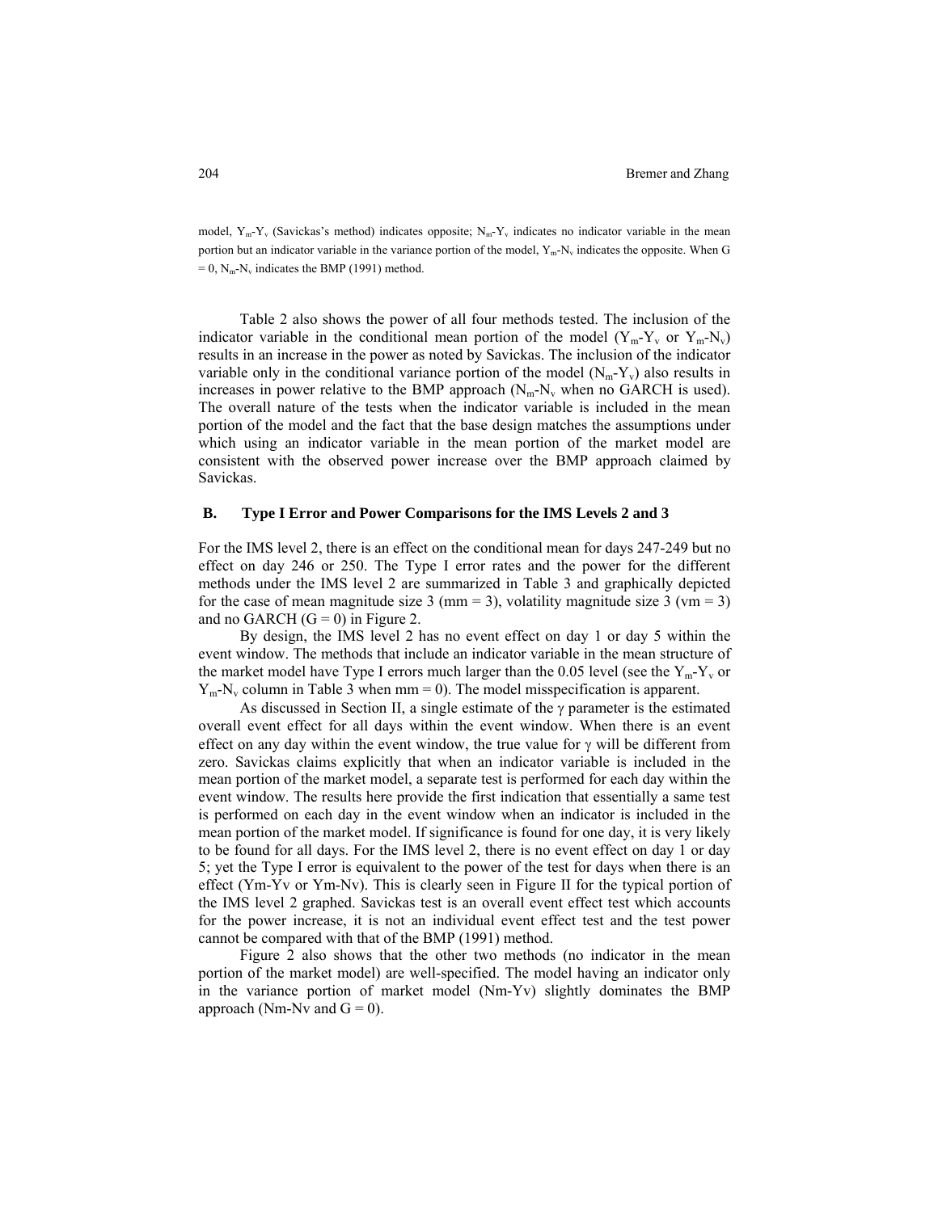model, $Y_m$-$Y_v$ (Savickas's method) indicates opposite; $N_m$-$Y_v$ indicates no indicator variable in the mean portion but an indicator variable in the variance portion of the model, $Y_m$-$N_v$ indicates the opposite. When G = 0, $N_m$-$N_v$ indicates the BMP (1991) method.

Table 2 also shows the power of all four methods tested. The inclusion of the indicator variable in the conditional mean portion of the model ($Y_m$-$Y_v$ or $Y_m$-$N_v$) results in an increase in the power as noted by Savickas. The inclusion of the indicator variable only in the conditional variance portion of the model ($N_m$-$Y_v$) also results in increases in power relative to the BMP approach ($N_m$-$N_v$ when no GARCH is used). The overall nature of the tests when the indicator variable is included in the mean portion of the model and the fact that the base design matches the assumptions under which using an indicator variable in the mean portion of the market model are consistent with the observed power increase over the BMP approach claimed by Savickas.

## B. Type I Error and Power Comparisons for the IMS Levels 2 and 3

For the IMS level 2, there is an effect on the conditional mean for days 247-249 but no effect on day 246 or 250. The Type I error rates and the power for the different methods under the IMS level 2 are summarized in Table 3 and graphically depicted for the case of mean magnitude size 3 (mm = 3), volatility magnitude size 3 (vm = 3) and no GARCH (G = 0) in Figure 2.

By design, the IMS level 2 has no event effect on day 1 or day 5 within the event window. The methods that include an indicator variable in the mean structure of the market model have Type I errors much larger than the 0.05 level (see the $Y_m$-$Y_v$ or $Y_m$-$N_v$ column in Table 3 when mm = 0). The model misspecification is apparent.

As discussed in Section II, a single estimate of the $\gamma$ parameter is the estimated overall event effect for all days within the event window. When there is an event effect on any day within the event window, the true value for $\gamma$ will be different from zero. Savickas claims explicitly that when an indicator variable is included in the mean portion of the market model, a separate test is performed for each day within the event window. The results here provide the first indication that essentially a same test is performed on each day in the event window when an indicator is included in the mean portion of the market model. If significance is found for one day, it is very likely to be found for all days. For the IMS level 2, there is no event effect on day 1 or day 5; yet the Type I error is equivalent to the power of the test for days when there is an effect (Ym-Yv or Ym-Nv). This is clearly seen in Figure II for the typical portion of the IMS level 2 graphed. Savickas test is an overall event effect test which accounts for the power increase, it is not an individual event effect test and the test power cannot be compared with that of the BMP (1991) method.

Figure 2 also shows that the other two methods (no indicator in the mean portion of the market model) are well-specified. The model having an indicator only in the variance portion of market model (Nm-Yv) slightly dominates the BMP approach (Nm-Nv and G = 0).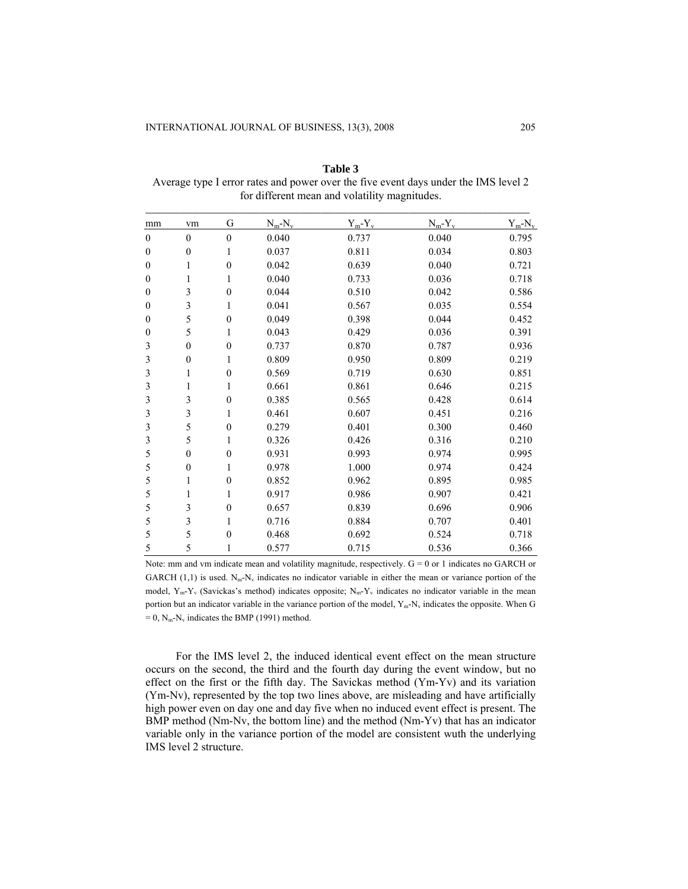**Table 3**

Average type I error rates and power over the five event days under the IMS level 2 for different mean and volatility magnitudes.

| mm | vm | G | $N_m$-$N_v$ | $Y_m$-$Y_v$ | $N_m$-$Y_v$ | $Y_m$-$N_v$ |
|---|---|---|---|---|---|---|
| 0 | 0 | 0 | 0.040 | 0.737 | 0.040 | 0.795 |
| 0 | 0 | 1 | 0.037 | 0.811 | 0.034 | 0.803 |
| 0 | 1 | 0 | 0.042 | 0.639 | 0.040 | 0.721 |
| 0 | 1 | 1 | 0.040 | 0.733 | 0.036 | 0.718 |
| 0 | 3 | 0 | 0.044 | 0.510 | 0.042 | 0.586 |
| 0 | 3 | 1 | 0.041 | 0.567 | 0.035 | 0.554 |
| 0 | 5 | 0 | 0.049 | 0.398 | 0.044 | 0.452 |
| 0 | 5 | 1 | 0.043 | 0.429 | 0.036 | 0.391 |
| 3 | 0 | 0 | 0.737 | 0.870 | 0.787 | 0.936 |
| 3 | 0 | 1 | 0.809 | 0.950 | 0.809 | 0.219 |
| 3 | 1 | 0 | 0.569 | 0.719 | 0.630 | 0.851 |
| 3 | 1 | 1 | 0.661 | 0.861 | 0.646 | 0.215 |
| 3 | 3 | 0 | 0.385 | 0.565 | 0.428 | 0.614 |
| 3 | 3 | 1 | 0.461 | 0.607 | 0.451 | 0.216 |
| 3 | 5 | 0 | 0.279 | 0.401 | 0.300 | 0.460 |
| 3 | 5 | 1 | 0.326 | 0.426 | 0.316 | 0.210 |
| 5 | 0 | 0 | 0.931 | 0.993 | 0.974 | 0.995 |
| 5 | 0 | 1 | 0.978 | 1.000 | 0.974 | 0.424 |
| 5 | 1 | 0 | 0.852 | 0.962 | 0.895 | 0.985 |
| 5 | 1 | 1 | 0.917 | 0.986 | 0.907 | 0.421 |
| 5 | 3 | 0 | 0.657 | 0.839 | 0.696 | 0.906 |
| 5 | 3 | 1 | 0.716 | 0.884 | 0.707 | 0.401 |
| 5 | 5 | 0 | 0.468 | 0.692 | 0.524 | 0.718 |
| 5 | 5 | 1 | 0.577 | 0.715 | 0.536 | 0.366 |

Note: mm and vm indicate mean and volatility magnitude, respectively. G = 0 or 1 indicates no GARCH or GARCH (1,1) is used. $N_m$-$N_v$ indicates no indicator variable in either the mean or variance portion of the model, $Y_m$-$Y_v$ (Savickas's method) indicates opposite; $N_m$-$Y_v$ indicates no indicator variable in the mean portion but an indicator variable in the variance portion of the model, $Y_m$-$N_v$ indicates the opposite. When G = 0, $N_m$-$N_v$ indicates the BMP (1991) method.

For the IMS level 2, the induced identical event effect on the mean structure occurs on the second, the third and the fourth day during the event window, but no effect on the first or the fifth day. The Savickas method (Ym-Yv) and its variation (Ym-Nv), represented by the top two lines above, are misleading and have artificially high power even on day one and day five when no induced event effect is present. The BMP method (Nm-Nv, the bottom line) and the method (Nm-Yv) that has an indicator variable only in the variance portion of the model are consistent wuth the underlying IMS level 2 structure.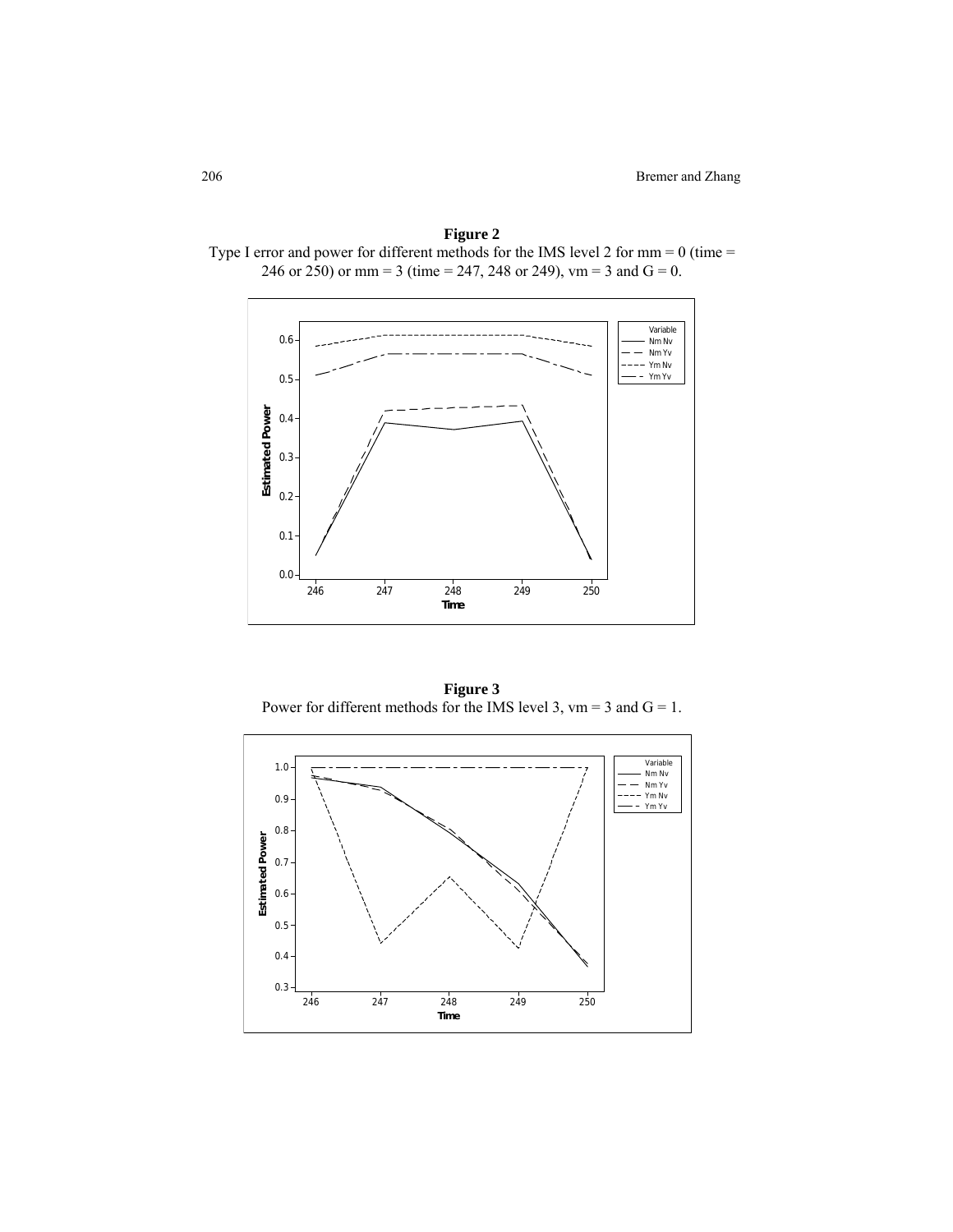**Figure 2**
Type I error and power for different methods for the IMS level 2 for mm = 0 (time = 246 or 250) or mm = 3 (time = 247, 248 or 249), vm = 3 and G = 0.

**Figure 3**
Power for different methods for the IMS level 3, vm = 3 and G = 1.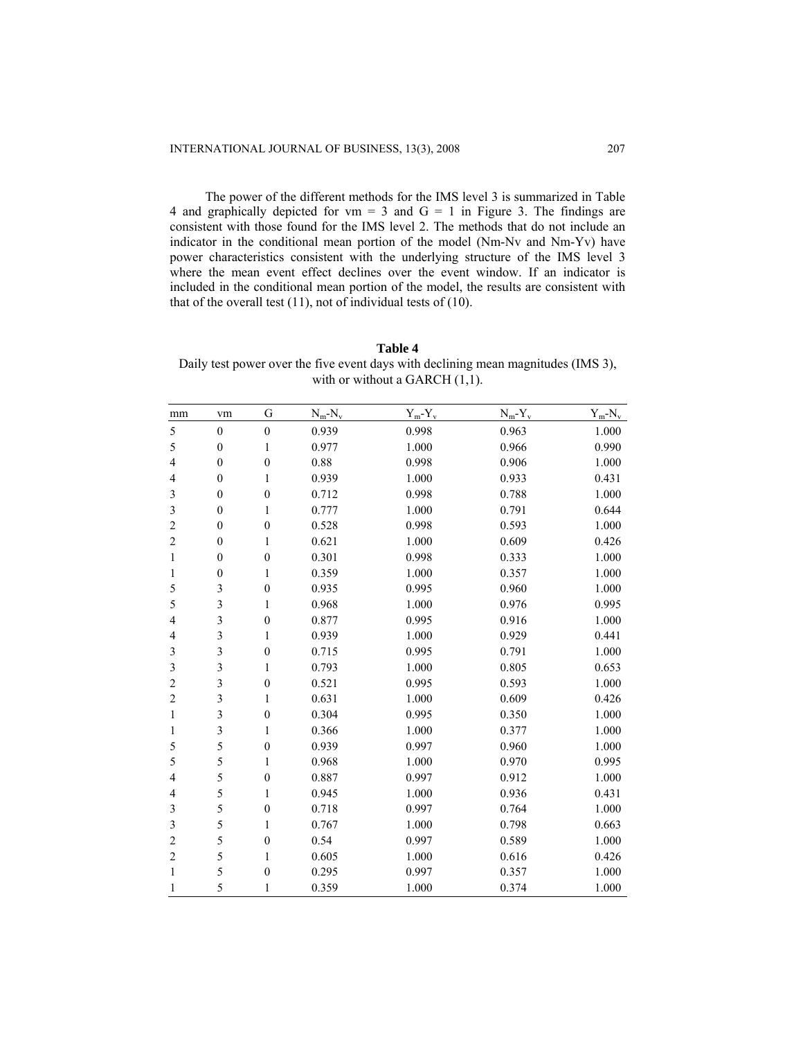The power of the different methods for the IMS level 3 is summarized in Table 4 and graphically depicted for vm = 3 and G = 1 in Figure 3. The findings are consistent with those found for the IMS level 2. The methods that do not include an indicator in the conditional mean portion of the model (Nm-Nv and Nm-Yv) have power characteristics consistent with the underlying structure of the IMS level 3 where the mean event effect declines over the event window. If an indicator is included in the conditional mean portion of the model, the results are consistent with that of the overall test (11), not of individual tests of (10).

**Table 4**
Daily test power over the five event days with declining mean magnitudes (IMS 3), with or without a GARCH (1,1).

| mm | vm | G | $N_m$-$N_v$ | $Y_m$-$Y_v$ | $N_m$-$Y_v$ | $Y_m$-$N_v$ |
|---|---|---|---|---|---|---|
| 5 | 0 | 0 | 0.939 | 0.998 | 0.963 | 1.000 |
| 5 | 0 | 1 | 0.977 | 1.000 | 0.966 | 0.990 |
| 4 | 0 | 0 | 0.88 | 0.998 | 0.906 | 1.000 |
| 4 | 0 | 1 | 0.939 | 1.000 | 0.933 | 0.431 |
| 3 | 0 | 0 | 0.712 | 0.998 | 0.788 | 1.000 |
| 3 | 0 | 1 | 0.777 | 1.000 | 0.791 | 0.644 |
| 2 | 0 | 0 | 0.528 | 0.998 | 0.593 | 1.000 |
| 2 | 0 | 1 | 0.621 | 1.000 | 0.609 | 0.426 |
| 1 | 0 | 0 | 0.301 | 0.998 | 0.333 | 1.000 |
| 1 | 0 | 1 | 0.359 | 1.000 | 0.357 | 1.000 |
| 5 | 3 | 0 | 0.935 | 0.995 | 0.960 | 1.000 |
| 5 | 3 | 1 | 0.968 | 1.000 | 0.976 | 0.995 |
| 4 | 3 | 0 | 0.877 | 0.995 | 0.916 | 1.000 |
| 4 | 3 | 1 | 0.939 | 1.000 | 0.929 | 0.441 |
| 3 | 3 | 0 | 0.715 | 0.995 | 0.791 | 1.000 |
| 3 | 3 | 1 | 0.793 | 1.000 | 0.805 | 0.653 |
| 2 | 3 | 0 | 0.521 | 0.995 | 0.593 | 1.000 |
| 2 | 3 | 1 | 0.631 | 1.000 | 0.609 | 0.426 |
| 1 | 3 | 0 | 0.304 | 0.995 | 0.350 | 1.000 |
| 1 | 3 | 1 | 0.366 | 1.000 | 0.377 | 1.000 |
| 5 | 5 | 0 | 0.939 | 0.997 | 0.960 | 1.000 |
| 5 | 5 | 1 | 0.968 | 1.000 | 0.970 | 0.995 |
| 4 | 5 | 0 | 0.887 | 0.997 | 0.912 | 1.000 |
| 4 | 5 | 1 | 0.945 | 1.000 | 0.936 | 0.431 |
| 3 | 5 | 0 | 0.718 | 0.997 | 0.764 | 1.000 |
| 3 | 5 | 1 | 0.767 | 1.000 | 0.798 | 0.663 |
| 2 | 5 | 0 | 0.54 | 0.997 | 0.589 | 1.000 |
| 2 | 5 | 1 | 0.605 | 1.000 | 0.616 | 0.426 |
| 1 | 5 | 0 | 0.295 | 0.997 | 0.357 | 1.000 |
| 1 | 5 | 1 | 0.359 | 1.000 | 0.374 | 1.000 |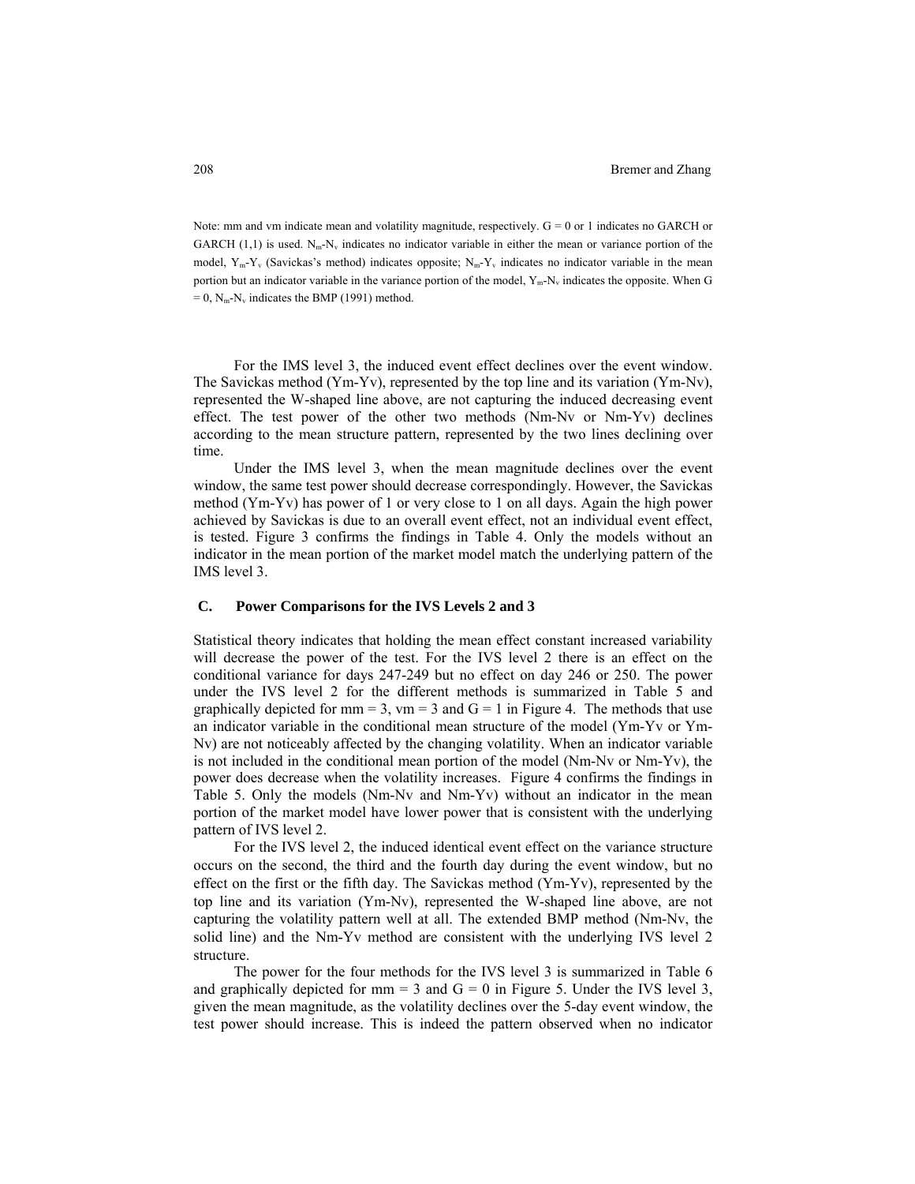Note: mm and vm indicate mean and volatility magnitude, respectively. G = 0 or 1 indicates no GARCH or GARCH (1,1) is used. $N_m$-$N_v$ indicates no indicator variable in either the mean or variance portion of the model, $Y_m$-$Y_v$ (Savickas's method) indicates opposite; $N_m$-$Y_v$ indicates no indicator variable in the mean portion but an indicator variable in the variance portion of the model, $Y_m$-$N_v$ indicates the opposite. When G = 0, $N_m$-$N_v$ indicates the BMP (1991) method.

For the IMS level 3, the induced event effect declines over the event window. The Savickas method (Ym-Yv), represented by the top line and its variation (Ym-Nv), represented the W-shaped line above, are not capturing the induced decreasing event effect. The test power of the other two methods (Nm-Nv or Nm-Yv) declines according to the mean structure pattern, represented by the two lines declining over time.

Under the IMS level 3, when the mean magnitude declines over the event window, the same test power should decrease correspondingly. However, the Savickas method (Ym-Yv) has power of 1 or very close to 1 on all days. Again the high power achieved by Savickas is due to an overall event effect, not an individual event effect, is tested. Figure 3 confirms the findings in Table 4. Only the models without an indicator in the mean portion of the market model match the underlying pattern of the IMS level 3.

### C. Power Comparisons for the IVS Levels 2 and 3

Statistical theory indicates that holding the mean effect constant increased variability will decrease the power of the test. For the IVS level 2 there is an effect on the conditional variance for days 247-249 but no effect on day 246 or 250. The power under the IVS level 2 for the different methods is summarized in Table 5 and graphically depicted for mm = 3, vm = 3 and G = 1 in Figure 4. The methods that use an indicator variable in the conditional mean structure of the model (Ym-Yv or Ym-Nv) are not noticeably affected by the changing volatility. When an indicator variable is not included in the conditional mean portion of the model (Nm-Nv or Nm-Yv), the power does decrease when the volatility increases. Figure 4 confirms the findings in Table 5. Only the models (Nm-Nv and Nm-Yv) without an indicator in the mean portion of the market model have lower power that is consistent with the underlying pattern of IVS level 2.

For the IVS level 2, the induced identical event effect on the variance structure occurs on the second, the third and the fourth day during the event window, but no effect on the first or the fifth day. The Savickas method (Ym-Yv), represented by the top line and its variation (Ym-Nv), represented the W-shaped line above, are not capturing the volatility pattern well at all. The extended BMP method (Nm-Nv, the solid line) and the Nm-Yv method are consistent with the underlying IVS level 2 structure.

The power for the four methods for the IVS level 3 is summarized in Table 6 and graphically depicted for mm = 3 and G = 0 in Figure 5. Under the IVS level 3, given the mean magnitude, as the volatility declines over the 5-day event window, the test power should increase. This is indeed the pattern observed when no indicator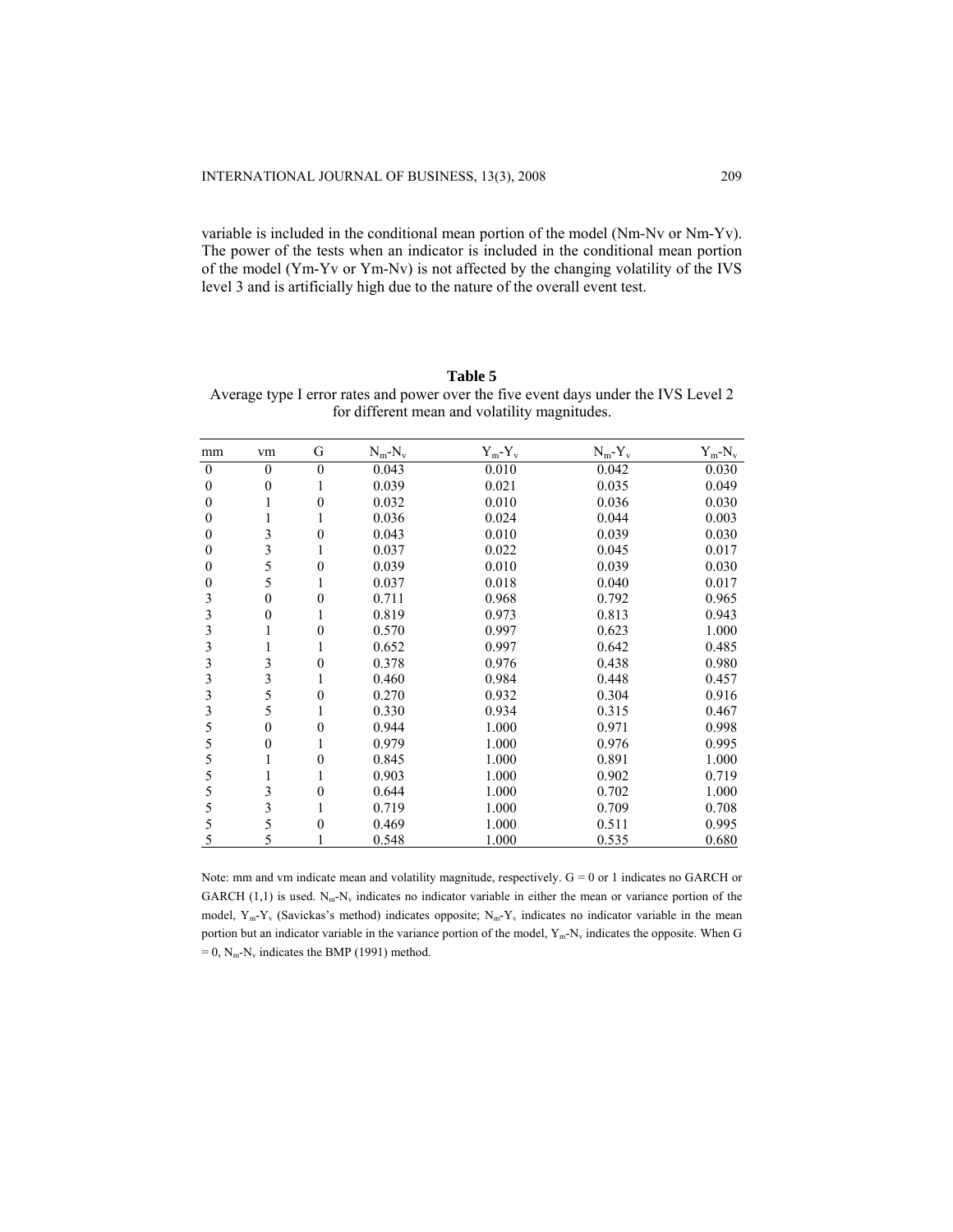variable is included in the conditional mean portion of the model (Nm-Nv or Nm-Yv). The power of the tests when an indicator is included in the conditional mean portion of the model (Ym-Yv or Ym-Nv) is not affected by the changing volatility of the IVS level 3 and is artificially high due to the nature of the overall event test.

**Table 5**

Average type I error rates and power over the five event days under the IVS Level 2 for different mean and volatility magnitudes.

| mm | vm | G | $N_m$-$N_v$ | $Y_m$-$Y_v$ | $N_m$-$Y_v$ | $Y_m$-$N_v$ |
|---|---|---|---|---|---|---|
| 0 | 0 | 0 | 0.043 | 0.010 | 0.042 | 0.030 |
| 0 | 0 | 1 | 0.039 | 0.021 | 0.035 | 0.049 |
| 0 | 1 | 0 | 0.032 | 0.010 | 0.036 | 0.030 |
| 0 | 1 | 1 | 0.036 | 0.024 | 0.044 | 0.003 |
| 0 | 3 | 0 | 0.043 | 0.010 | 0.039 | 0.030 |
| 0 | 3 | 1 | 0.037 | 0.022 | 0.045 | 0.017 |
| 0 | 5 | 0 | 0.039 | 0.010 | 0.039 | 0.030 |
| 0 | 5 | 1 | 0.037 | 0.018 | 0.040 | 0.017 |
| 3 | 0 | 0 | 0.711 | 0.968 | 0.792 | 0.965 |
| 3 | 0 | 1 | 0.819 | 0.973 | 0.813 | 0.943 |
| 3 | 1 | 0 | 0.570 | 0.997 | 0.623 | 1.000 |
| 3 | 1 | 1 | 0.652 | 0.997 | 0.642 | 0.485 |
| 3 | 3 | 0 | 0.378 | 0.976 | 0.438 | 0.980 |
| 3 | 3 | 1 | 0.460 | 0.984 | 0.448 | 0.457 |
| 3 | 5 | 0 | 0.270 | 0.932 | 0.304 | 0.916 |
| 3 | 5 | 1 | 0.330 | 0.934 | 0.315 | 0.467 |
| 5 | 0 | 0 | 0.944 | 1.000 | 0.971 | 0.998 |
| 5 | 0 | 1 | 0.979 | 1.000 | 0.976 | 0.995 |
| 5 | 1 | 0 | 0.845 | 1.000 | 0.891 | 1.000 |
| 5 | 1 | 1 | 0.903 | 1.000 | 0.902 | 0.719 |
| 5 | 3 | 0 | 0.644 | 1.000 | 0.702 | 1.000 |
| 5 | 3 | 1 | 0.719 | 1.000 | 0.709 | 0.708 |
| 5 | 5 | 0 | 0.469 | 1.000 | 0.511 | 0.995 |
| 5 | 5 | 1 | 0.548 | 1.000 | 0.535 | 0.680 |

Note: mm and vm indicate mean and volatility magnitude, respectively. G = 0 or 1 indicates no GARCH or GARCH (1,1) is used. $N_m$-$N_v$ indicates no indicator variable in either the mean or variance portion of the model, $Y_m$-$Y_v$ (Savickas's method) indicates opposite; $N_m$-$Y_v$ indicates no indicator variable in the mean portion but an indicator variable in the variance portion of the model, $Y_m$-$N_v$ indicates the opposite. When G = 0, $N_m$-$N_v$ indicates the BMP (1991) method.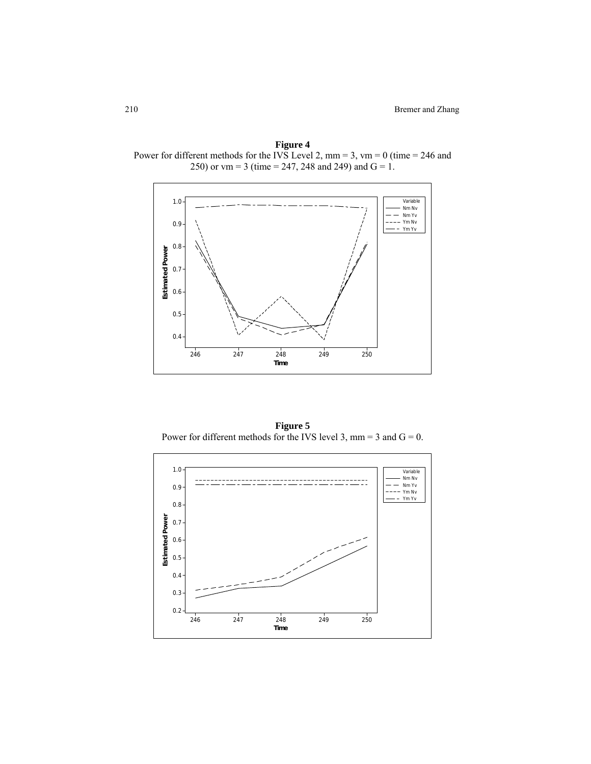**Figure 4**
Power for different methods for the IVS Level 2, mm = 3, vm = 0 (time = 246 and 250) or vm = 3 (time = 247, 248 and 249) and G = 1.

**Figure 5**
Power for different methods for the IVS level 3, mm = 3 and G = 0.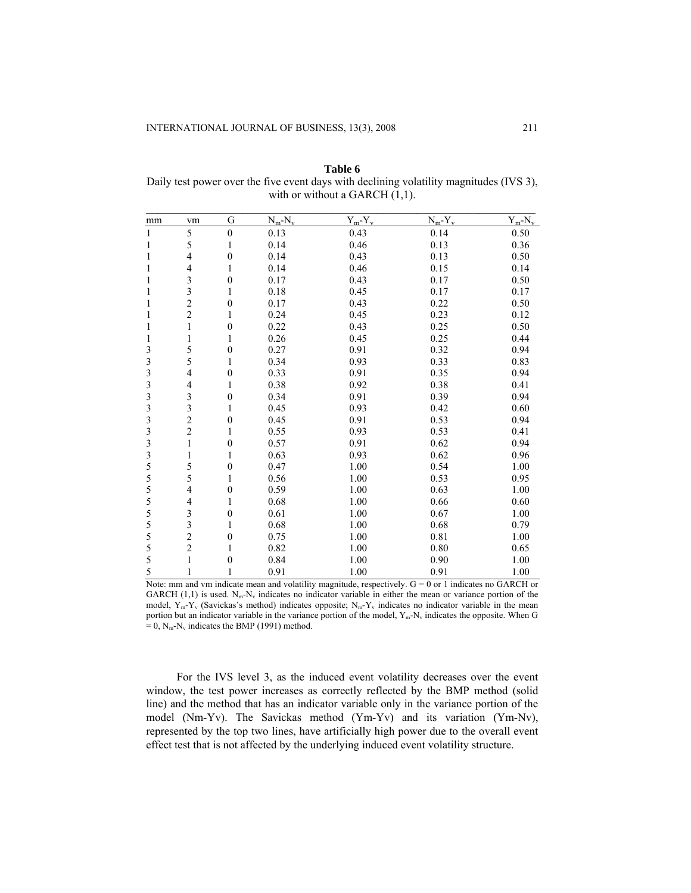**Table 6**

Daily test power over the five event days with declining volatility magnitudes (IVS 3), with or without a GARCH (1,1).

| mm | vm | G | $N_m$-$N_v$ | $Y_m$-$Y_v$ | $N_m$-$Y_v$ | $Y_m$-$N_v$ |
|---|---|---|---|---|---|---|
| 1 | 5 | 0 | 0.13 | 0.43 | 0.14 | 0.50 |
| 1 | 5 | 1 | 0.14 | 0.46 | 0.13 | 0.36 |
| 1 | 4 | 0 | 0.14 | 0.43 | 0.13 | 0.50 |
| 1 | 4 | 1 | 0.14 | 0.46 | 0.15 | 0.14 |
| 1 | 3 | 0 | 0.17 | 0.43 | 0.17 | 0.50 |
| 1 | 3 | 1 | 0.18 | 0.45 | 0.17 | 0.17 |
| 1 | 2 | 0 | 0.17 | 0.43 | 0.22 | 0.50 |
| 1 | 2 | 1 | 0.24 | 0.45 | 0.23 | 0.12 |
| 1 | 1 | 0 | 0.22 | 0.43 | 0.25 | 0.50 |
| 1 | 1 | 1 | 0.26 | 0.45 | 0.25 | 0.44 |
| 3 | 5 | 0 | 0.27 | 0.91 | 0.32 | 0.94 |
| 3 | 5 | 1 | 0.34 | 0.93 | 0.33 | 0.83 |
| 3 | 4 | 0 | 0.33 | 0.91 | 0.35 | 0.94 |
| 3 | 4 | 1 | 0.38 | 0.92 | 0.38 | 0.41 |
| 3 | 3 | 0 | 0.34 | 0.91 | 0.39 | 0.94 |
| 3 | 3 | 1 | 0.45 | 0.93 | 0.42 | 0.60 |
| 3 | 2 | 0 | 0.45 | 0.91 | 0.53 | 0.94 |
| 3 | 2 | 1 | 0.55 | 0.93 | 0.53 | 0.41 |
| 3 | 1 | 0 | 0.57 | 0.91 | 0.62 | 0.94 |
| 3 | 1 | 1 | 0.63 | 0.93 | 0.62 | 0.96 |
| 5 | 5 | 0 | 0.47 | 1.00 | 0.54 | 1.00 |
| 5 | 5 | 1 | 0.56 | 1.00 | 0.53 | 0.95 |
| 5 | 4 | 0 | 0.59 | 1.00 | 0.63 | 1.00 |
| 5 | 4 | 1 | 0.68 | 1.00 | 0.66 | 0.60 |
| 5 | 3 | 0 | 0.61 | 1.00 | 0.67 | 1.00 |
| 5 | 3 | 1 | 0.68 | 1.00 | 0.68 | 0.79 |
| 5 | 2 | 0 | 0.75 | 1.00 | 0.81 | 1.00 |
| 5 | 2 | 1 | 0.82 | 1.00 | 0.80 | 0.65 |
| 5 | 1 | 0 | 0.84 | 1.00 | 0.90 | 1.00 |
| 5 | 1 | 1 | 0.91 | 1.00 | 0.91 | 1.00 |

Note: mm and vm indicate mean and volatility magnitude, respectively. G = 0 or 1 indicates no GARCH or GARCH (1,1) is used. $N_m$-$N_v$ indicates no indicator variable in either the mean or variance portion of the model, $Y_m$-$Y_v$ (Savickas's method) indicates opposite; $N_m$-$Y_v$ indicates no indicator variable in the mean portion but an indicator variable in the variance portion of the model, $Y_m$-$N_v$ indicates the opposite. When G = 0, $N_m$-$N_v$ indicates the BMP (1991) method.

For the IVS level 3, as the induced event volatility decreases over the event window, the test power increases as correctly reflected by the BMP method (solid line) and the method that has an indicator variable only in the variance portion of the model (Nm-Yv). The Savickas method (Ym-Yv) and its variation (Ym-Nv), represented by the top two lines, have artificially high power due to the overall event effect test that is not affected by the underlying induced event volatility structure.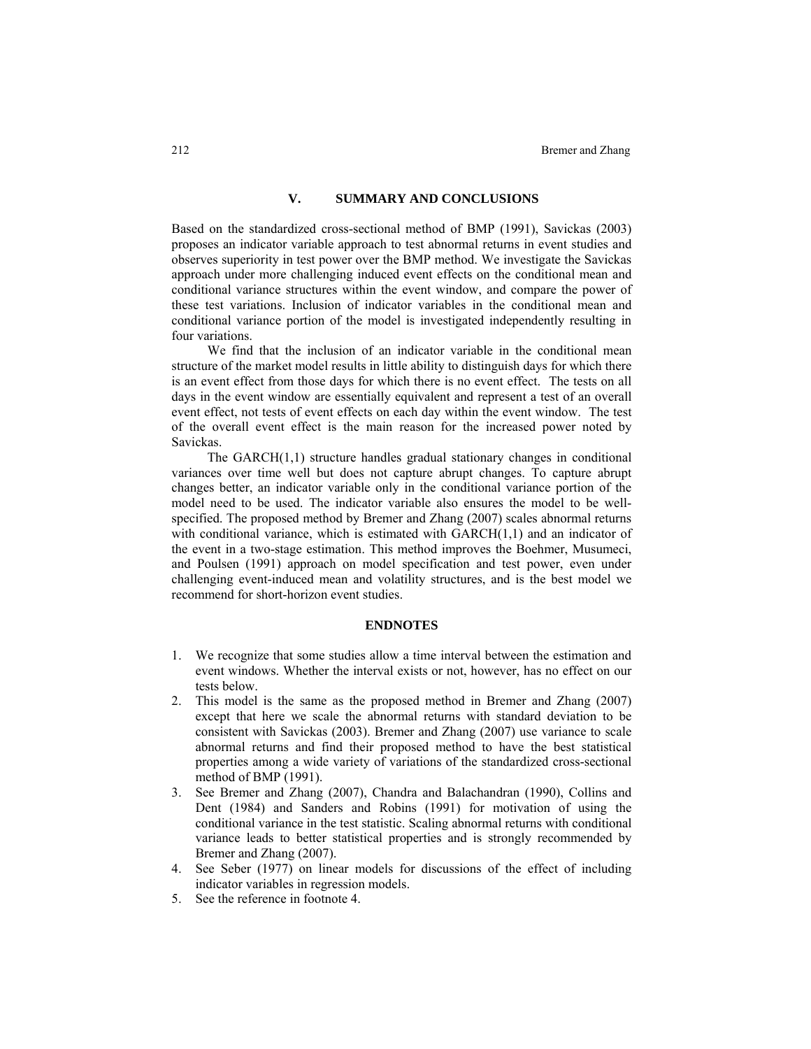## V. SUMMARY AND CONCLUSIONS

Based on the standardized cross-sectional method of BMP (1991), Savickas (2003) proposes an indicator variable approach to test abnormal returns in event studies and observes superiority in test power over the BMP method. We investigate the Savickas approach under more challenging induced event effects on the conditional mean and conditional variance structures within the event window, and compare the power of these test variations. Inclusion of indicator variables in the conditional mean and conditional variance portion of the model is investigated independently resulting in four variations.

We find that the inclusion of an indicator variable in the conditional mean structure of the market model results in little ability to distinguish days for which there is an event effect from those days for which there is no event effect. The tests on all days in the event window are essentially equivalent and represent a test of an overall event effect, not tests of event effects on each day within the event window. The test of the overall event effect is the main reason for the increased power noted by Savickas.

The GARCH(1,1) structure handles gradual stationary changes in conditional variances over time well but does not capture abrupt changes. To capture abrupt changes better, an indicator variable only in the conditional variance portion of the model need to be used. The indicator variable also ensures the model to be well-specified. The proposed method by Bremer and Zhang (2007) scales abnormal returns with conditional variance, which is estimated with GARCH(1,1) and an indicator of the event in a two-stage estimation. This method improves the Boehmer, Musumeci, and Poulsen (1991) approach on model specification and test power, even under challenging event-induced mean and volatility structures, and is the best model we recommend for short-horizon event studies.

### ENDNOTES

1. We recognize that some studies allow a time interval between the estimation and event windows. Whether the interval exists or not, however, has no effect on our tests below.
2. This model is the same as the proposed method in Bremer and Zhang (2007) except that here we scale the abnormal returns with standard deviation to be consistent with Savickas (2003). Bremer and Zhang (2007) use variance to scale abnormal returns and find their proposed method to have the best statistical properties among a wide variety of variations of the standardized cross-sectional method of BMP (1991).
3. See Bremer and Zhang (2007), Chandra and Balachandran (1990), Collins and Dent (1984) and Sanders and Robins (1991) for motivation of using the conditional variance in the test statistic. Scaling abnormal returns with conditional variance leads to better statistical properties and is strongly recommended by Bremer and Zhang (2007).
4. See Seber (1977) on linear models for discussions of the effect of including indicator variables in regression models.
5. See the reference in footnote 4.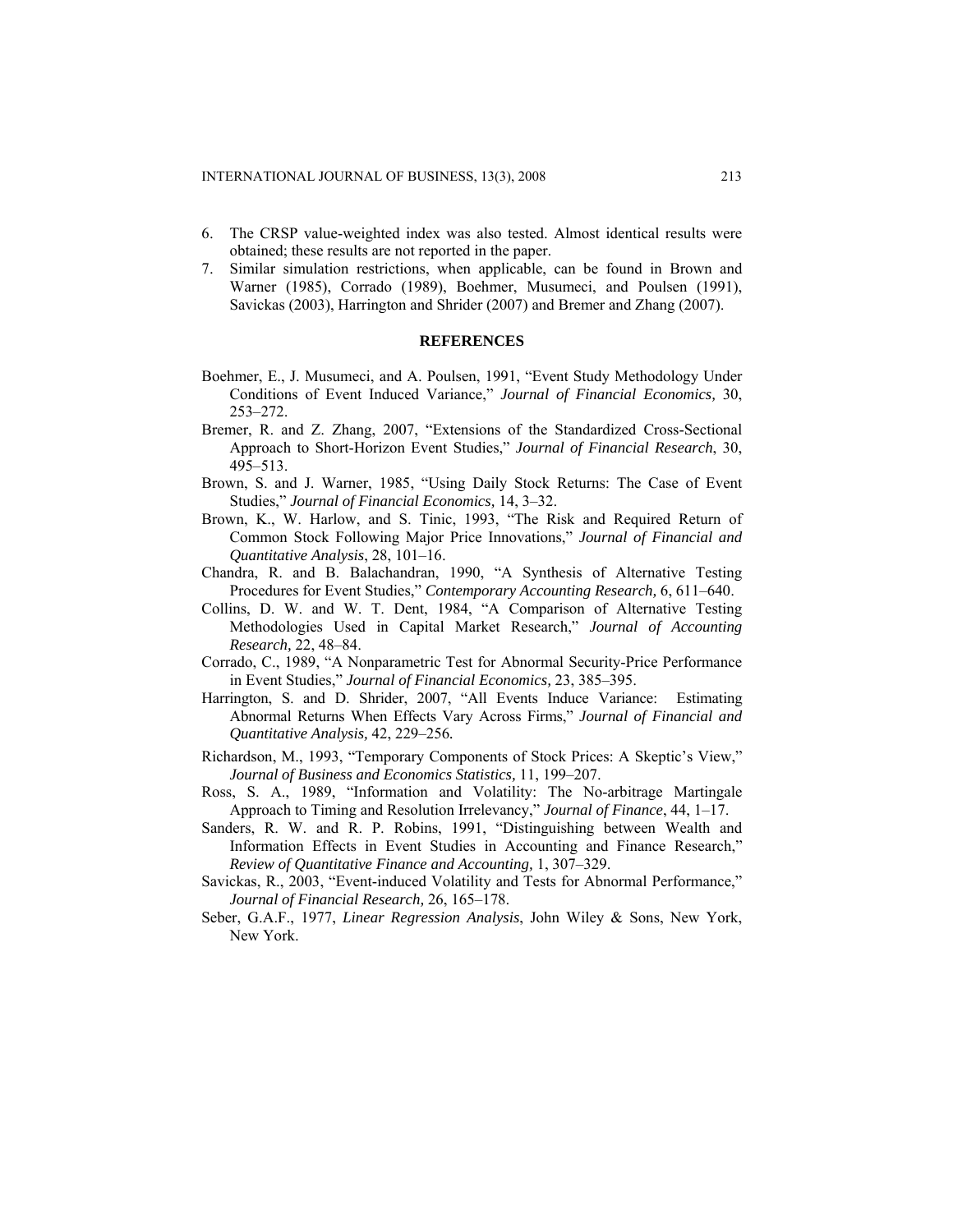6. The CRSP value-weighted index was also tested. Almost identical results were obtained; these results are not reported in the paper.
7. Similar simulation restrictions, when applicable, can be found in Brown and Warner (1985), Corrado (1989), Boehmer, Musumeci, and Poulsen (1991), Savickas (2003), Harrington and Shrider (2007) and Bremer and Zhang (2007).

## REFERENCES

Boehmer, E., J. Musumeci, and A. Poulsen, 1991, "Event Study Methodology Under Conditions of Event Induced Variance," *Journal of Financial Economics,* 30, 253–272.

Bremer, R. and Z. Zhang, 2007, "Extensions of the Standardized Cross-Sectional Approach to Short-Horizon Event Studies," *Journal of Financial Research*, 30, 495–513.

Brown, S. and J. Warner, 1985, "Using Daily Stock Returns: The Case of Event Studies," *Journal of Financial Economics*, 14, 3–32.

Brown, K., W. Harlow, and S. Tinic, 1993, "The Risk and Required Return of Common Stock Following Major Price Innovations," *Journal of Financial and Quantitative Analysis*, 28, 101–16.

Chandra, R. and B. Balachandran, 1990, "A Synthesis of Alternative Testing Procedures for Event Studies," *Contemporary Accounting Research,* 6, 611–640.

Collins, D. W. and W. T. Dent, 1984, "A Comparison of Alternative Testing Methodologies Used in Capital Market Research," *Journal of Accounting Research,* 22, 48–84.

Corrado, C., 1989, "A Nonparametric Test for Abnormal Security-Price Performance in Event Studies," *Journal of Financial Economics,* 23, 385–395.

Harrington, S. and D. Shrider, 2007, "All Events Induce Variance: Estimating Abnormal Returns When Effects Vary Across Firms," *Journal of Financial and Quantitative Analysis,* 42, 229–256.

Richardson, M., 1993, "Temporary Components of Stock Prices: A Skeptic's View," *Journal of Business and Economics Statistics,* 11, 199–207.

Ross, S. A., 1989, "Information and Volatility: The No-arbitrage Martingale Approach to Timing and Resolution Irrelevancy," *Journal of Finance*, 44, 1–17.

Sanders, R. W. and R. P. Robins, 1991, "Distinguishing between Wealth and Information Effects in Event Studies in Accounting and Finance Research," *Review of Quantitative Finance and Accounting,* 1, 307–329.

Savickas, R., 2003, "Event-induced Volatility and Tests for Abnormal Performance," *Journal of Financial Research,* 26, 165–178.

Seber, G.A.F., 1977, *Linear Regression Analysis*, John Wiley & Sons, New York, New York.